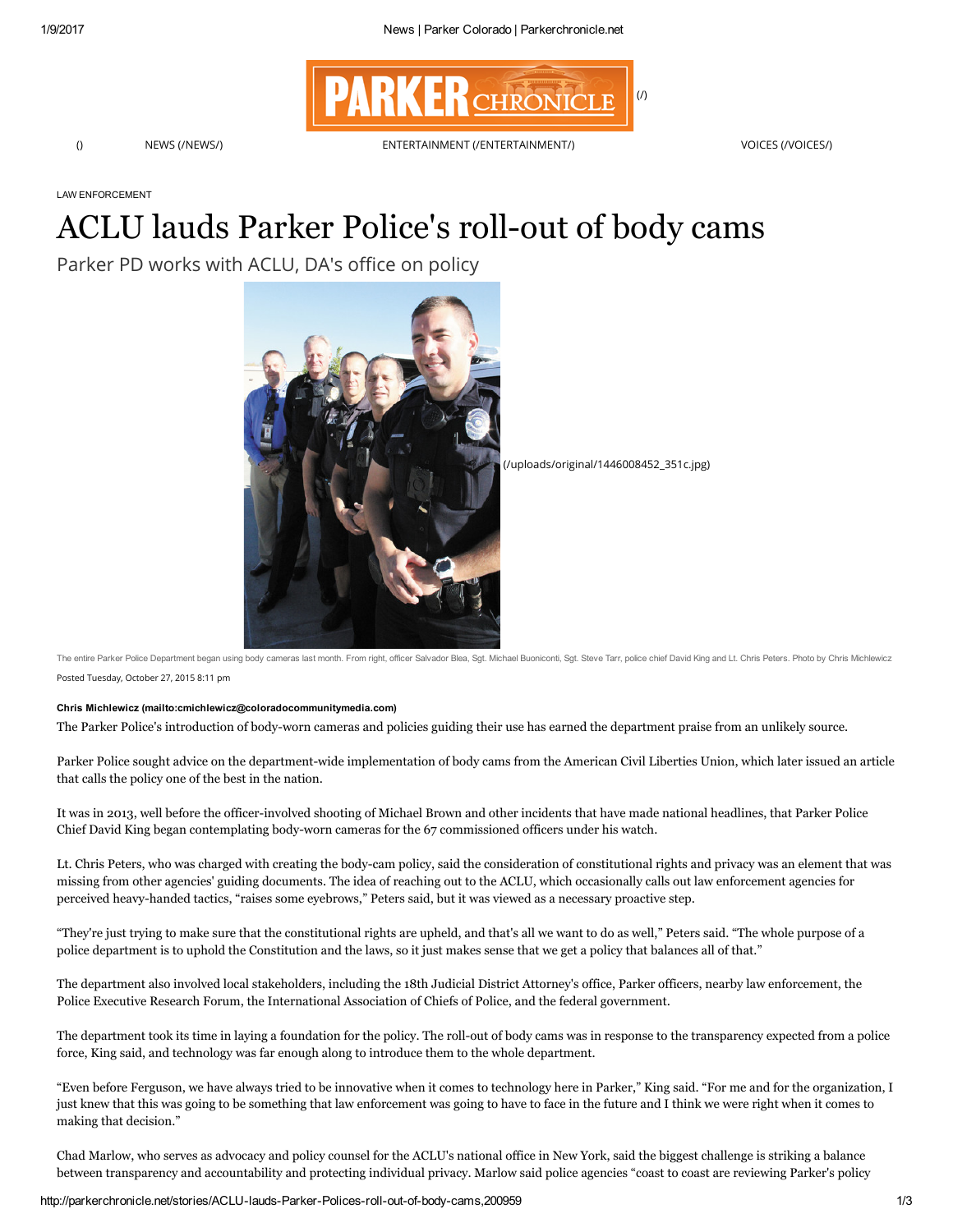LAW ENFORCEMENT

# ACLU lauds Parker Police's roll-out of body cams

## Parker PD works with ACLU, DA's office on policy

(/uploads/original/1446008452_351c.jpg)

The entire Parker Police Department began using body cameras last month. From right, officer Salvador Blea, Sgt. Michael Buoniconti, Sgt. Steve Tarr, police chief David King and Lt. Chris Peters. Photo by Chris Michlewicz

Posted Tuesday, October 27, 2015 8:11 pm

**Chris Michlewicz (mailto:cmichlewicz@coloradocommunitymedia.com)**

The Parker Police's introduction of body-worn cameras and policies guiding their use has earned the department praise from an unlikely source.

Parker Police sought advice on the department-wide implementation of body cams from the American Civil Liberties Union, which later issued an article that calls the policy one of the best in the nation.

It was in 2013, well before the officer-involved shooting of Michael Brown and other incidents that have made national headlines, that Parker Police Chief David King began contemplating body-worn cameras for the 67 commissioned officers under his watch.

Lt. Chris Peters, who was charged with creating the body-cam policy, said the consideration of constitutional rights and privacy was an element that was missing from other agencies' guiding documents. The idea of reaching out to the ACLU, which occasionally calls out law enforcement agencies for perceived heavy-handed tactics, "raises some eyebrows," Peters said, but it was viewed as a necessary proactive step.

"They're just trying to make sure that the constitutional rights are upheld, and that's all we want to do as well," Peters said. "The whole purpose of a police department is to uphold the Constitution and the laws, so it just makes sense that we get a policy that balances all of that."

The department also involved local stakeholders, including the 18th Judicial District Attorney's office, Parker officers, nearby law enforcement, the Police Executive Research Forum, the International Association of Chiefs of Police, and the federal government.

The department took its time in laying a foundation for the policy. The roll-out of body cams was in response to the transparency expected from a police force, King said, and technology was far enough along to introduce them to the whole department.

"Even before Ferguson, we have always tried to be innovative when it comes to technology here in Parker," King said. "For me and for the organization, I just knew that this was going to be something that law enforcement was going to have to face in the future and I think we were right when it comes to making that decision."

Chad Marlow, who serves as advocacy and policy counsel for the ACLU's national office in New York, said the biggest challenge is striking a balance between transparency and accountability and protecting individual privacy. Marlow said police agencies "coast to coast are reviewing Parker's policy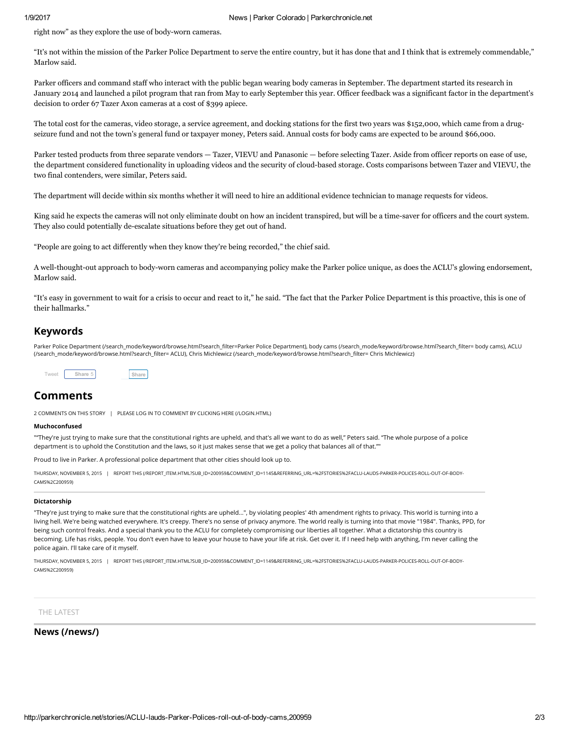right now" as they explore the use of body-worn cameras.

"It's not within the mission of the Parker Police Department to serve the entire country, but it has done that and I think that is extremely commendable," Marlow said.

Parker officers and command staff who interact with the public began wearing body cameras in September. The department started its research in January 2014 and launched a pilot program that ran from May to early September this year. Officer feedback was a significant factor in the department's decision to order 67 Tazer Axon cameras at a cost of $399 apiece.

The total cost for the cameras, video storage, a service agreement, and docking stations for the first two years was $152,000, which came from a drug-seizure fund and not the town's general fund or taxpayer money, Peters said. Annual costs for body cams are expected to be around $66,000.

Parker tested products from three separate vendors — Tazer, VIEVU and Panasonic — before selecting Tazer. Aside from officer reports on ease of use, the department considered functionality in uploading videos and the security of cloud-based storage. Costs comparisons between Tazer and VIEVU, the two final contenders, were similar, Peters said.

The department will decide within six months whether it will need to hire an additional evidence technician to manage requests for videos.

King said he expects the cameras will not only eliminate doubt on how an incident transpired, but will be a time-saver for officers and the court system. They also could potentially de-escalate situations before they get out of hand.

"People are going to act differently when they know they're being recorded," the chief said.

A well-thought-out approach to body-worn cameras and accompanying policy make the Parker police unique, as does the ACLU's glowing endorsement, Marlow said.

"It's easy in government to wait for a crisis to occur and react to it," he said. "The fact that the Parker Police Department is this proactive, this is one of their hallmarks."

## Keywords

Parker Police Department (/search_mode/keyword/browse.html?search_filter=Parker Police Department), body cams (/search_mode/keyword/browse.html?search_filter= body cams), ACLU (/search_mode/keyword/browse.html?search_filter= ACLU), Chris Michlewicz (/search_mode/keyword/browse.html?search_filter= Chris Michlewicz)

Tweet Share 5 Share

## Comments

2 COMMENTS ON THIS STORY | PLEASE LOG IN TO COMMENT BY CLICKING HERE (/LOGIN.HTML)

**Muchoconfused**

""They're just trying to make sure that the constitutional rights are upheld, and that's all we want to do as well," Peters said. "The whole purpose of a police department is to uphold the Constitution and the laws, so it just makes sense that we get a policy that balances all of that.""

Proud to live in Parker. A professional police department that other cities should look up to.

THURSDAY, NOVEMBER 5, 2015 | REPORT THIS (/REPORT_ITEM.HTML?SUB_ID=200959&COMMENT_ID=1145&REFERRING_URL=%2FSTORIES%2FACLU-LAUDS-PARKER-POLICES-ROLL-OUT-OF-BODY-CAMS%2C200959)

**Dictatorship**

"They're just trying to make sure that the constitutional rights are upheld...", by violating peoples' 4th amendment rights to privacy. This world is turning into a living hell. We're being watched everywhere. It's creepy. There's no sense of privacy anymore. The world really is turning into that movie "1984". Thanks, PPD, for being such control freaks. And a special thank you to the ACLU for completely compromising our liberties all together. What a dictatorship this country is becoming. Life has risks, people. You don't even have to leave your house to have your life at risk. Get over it. If I need help with anything, I'm never calling the police again. I'll take care of it myself.

THURSDAY, NOVEMBER 5, 2015 | REPORT THIS (/REPORT_ITEM.HTML?SUB_ID=200959&COMMENT_ID=1149&REFERRING_URL=%2FSTORIES%2FACLU-LAUDS-PARKER-POLICES-ROLL-OUT-OF-BODY-CAMS%2C200959)

THE LATEST

## News (/news/)